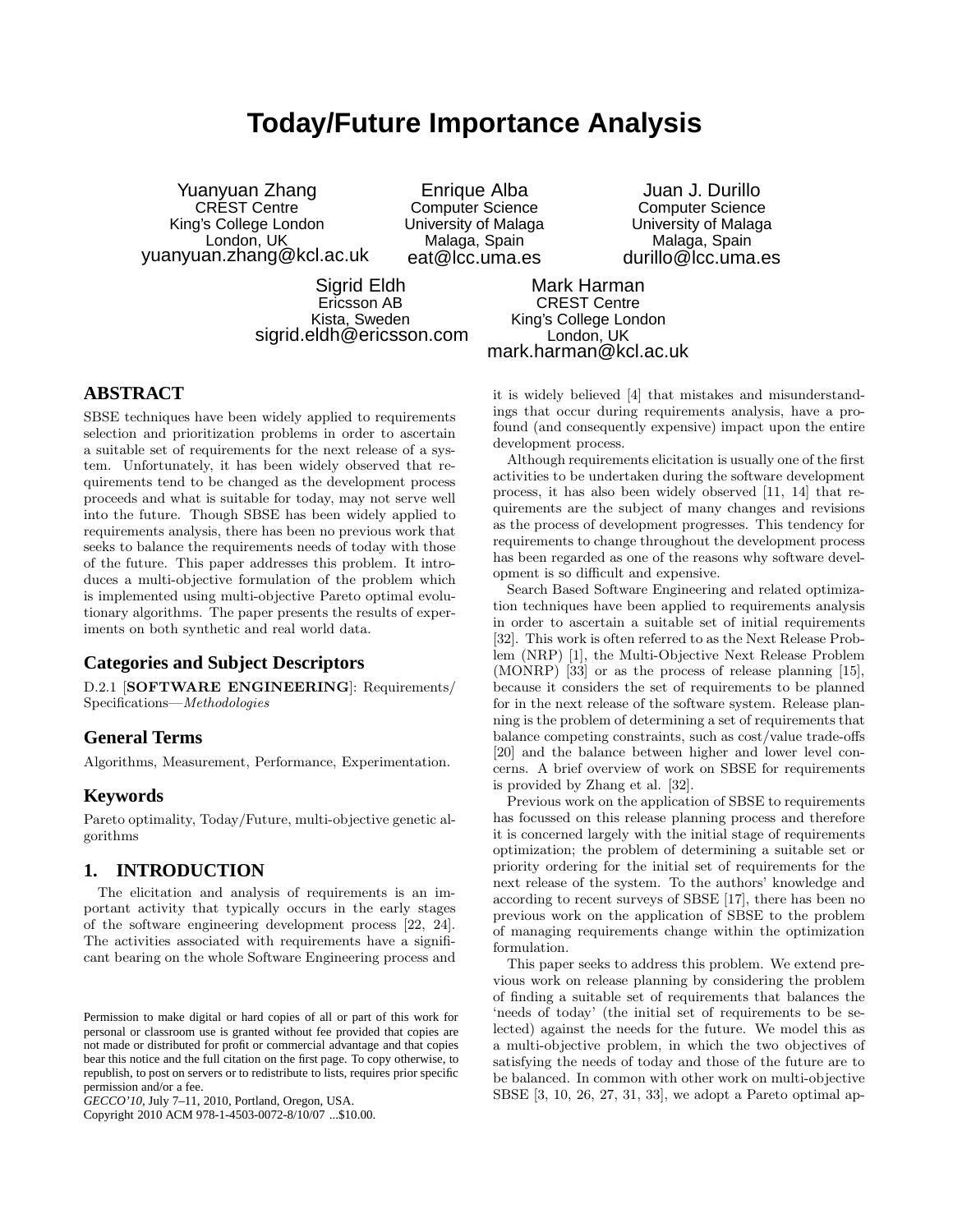# Today/Future Importance Analysis

Yuanyuan Zhang
CREST Centre
King's College London
London, UK
yuanyuan.zhang@kcl.ac.uk

Enrique Alba
Computer Science
University of Malaga
Malaga, Spain
eat@lcc.uma.es

Juan J. Durillo
Computer Science
University of Malaga
Malaga, Spain
durillo@lcc.uma.es

Sigrid Eldh
Ericsson AB
Kista, Sweden
sigrid.eldh@ericsson.com

Mark Harman
CREST Centre
King's College London
London, UK
mark.harman@kcl.ac.uk

## ABSTRACT

SBSE techniques have been widely applied to requirements selection and prioritization problems in order to ascertain a suitable set of requirements for the next release of a system. Unfortunately, it has been widely observed that requirements tend to be changed as the development process proceeds and what is suitable for today, may not serve well into the future. Though SBSE has been widely applied to requirements analysis, there has been no previous work that seeks to balance the requirements needs of today with those of the future. This paper addresses this problem. It introduces a multi-objective formulation of the problem which is implemented using multi-objective Pareto optimal evolutionary algorithms. The paper presents the results of experiments on both synthetic and real world data.

### Categories and Subject Descriptors

D.2.1 [**SOFTWARE ENGINEERING**]: Requirements/ Specifications—*Methodologies*

### General Terms

Algorithms, Measurement, Performance, Experimentation.

### Keywords

Pareto optimality, Today/Future, multi-objective genetic algorithms

## 1. INTRODUCTION

The elicitation and analysis of requirements is an important activity that typically occurs in the early stages of the software engineering development process [22, 24]. The activities associated with requirements have a significant bearing on the whole Software Engineering process and it is widely believed [4] that mistakes and misunderstandings that occur during requirements analysis, have a profound (and consequently expensive) impact upon the entire development process.

Although requirements elicitation is usually one of the first activities to be undertaken during the software development process, it has also been widely observed [11, 14] that requirements are the subject of many changes and revisions as the process of development progresses. This tendency for requirements to change throughout the development process has been regarded as one of the reasons why software development is so difficult and expensive.

Search Based Software Engineering and related optimization techniques have been applied to requirements analysis in order to ascertain a suitable set of initial requirements [32]. This work is often referred to as the Next Release Problem (NRP) [1], the Multi-Objective Next Release Problem (MONRP) [33] or as the process of release planning [15], because it considers the set of requirements to be planned for in the next release of the software system. Release planning is the problem of determining a set of requirements that balance competing constraints, such as cost/value trade-offs [20] and the balance between higher and lower level concerns. A brief overview of work on SBSE for requirements is provided by Zhang et al. [32].

Previous work on the application of SBSE to requirements has focussed on this release planning process and therefore it is concerned largely with the initial stage of requirements optimization; the problem of determining a suitable set or priority ordering for the initial set of requirements for the next release of the system. To the authors' knowledge and according to recent surveys of SBSE [17], there has been no previous work on the application of SBSE to the problem of managing requirements change within the optimization formulation.

This paper seeks to address this problem. We extend previous work on release planning by considering the problem of finding a suitable set of requirements that balances the 'needs of today' (the initial set of requirements to be selected) against the needs for the future. We model this as a multi-objective problem, in which the two objectives of satisfying the needs of today and those of the future are to be balanced. In common with other work on multi-objective SBSE [3, 10, 26, 27, 31, 33], we adopt a Pareto optimal ap-

Permission to make digital or hard copies of all or part of this work for personal or classroom use is granted without fee provided that copies are not made or distributed for profit or commercial advantage and that copies bear this notice and the full citation on the first page. To copy otherwise, to republish, to post on servers or to redistribute to lists, requires prior specific permission and/or a fee.
*GECCO'10*, July 7–11, 2010, Portland, Oregon, USA.
Copyright 2010 ACM 978-1-4503-0072-8/10/07 ...$10.00.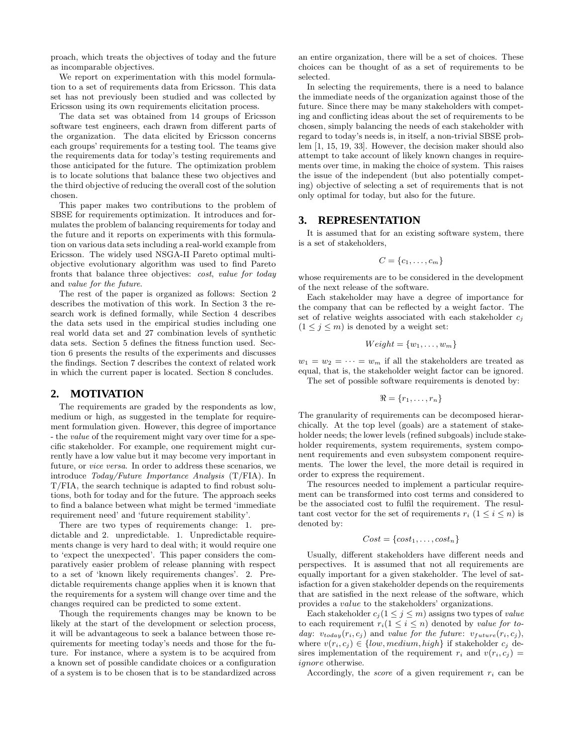proach, which treats the objectives of today and the future as incomparable objectives.

We report on experimentation with this model formulation to a set of requirements data from Ericsson. This data set has not previously been studied and was collected by Ericsson using its own requirements elicitation process.

The data set was obtained from 14 groups of Ericsson software test engineers, each drawn from different parts of the organization. The data elicited by Ericsson concerns each groups' requirements for a testing tool. The teams give the requirements data for today's testing requirements and those anticipated for the future. The optimization problem is to locate solutions that balance these two objectives and the third objective of reducing the overall cost of the solution chosen.

This paper makes two contributions to the problem of SBSE for requirements optimization. It introduces and formulates the problem of balancing requirements for today and the future and it reports on experiments with this formulation on various data sets including a real-world example from Ericsson. The widely used NSGA-II Pareto optimal multi-objective evolutionary algorithm was used to find Pareto fronts that balance three objectives: *cost*, *value for today* and *value for the future*.

The rest of the paper is organized as follows: Section 2 describes the motivation of this work. In Section 3 the research work is defined formally, while Section 4 describes the data sets used in the empirical studies including one real world data set and 27 combination levels of synthetic data sets. Section 5 defines the fitness function used. Section 6 presents the results of the experiments and discusses the findings. Section 7 describes the context of related work in which the current paper is located. Section 8 concludes.

## 2. MOTIVATION

The requirements are graded by the respondents as low, medium or high, as suggested in the template for requirement formulation given. However, this degree of importance - the *value* of the requirement might vary over time for a specific stakeholder. For example, one requirement might currently have a low value but it may become very important in future, or *vice versa*. In order to address these scenarios, we introduce *Today/Future Importance Analysis* (T/FIA). In T/FIA, the search technique is adapted to find robust solutions, both for today and for the future. The approach seeks to find a balance between what might be termed 'immediate requirement need' and 'future requirement stability'.

There are two types of requirements change: 1. predictable and 2. unpredictable. 1. Unpredictable requirements change is very hard to deal with; it would require one to 'expect the unexpected'. This paper considers the comparatively easier problem of release planning with respect to a set of 'known likely requirements changes'. 2. Predictable requirements change applies when it is known that the requirements for a system will change over time and the changes required can be predicted to some extent.

Though the requirements changes may be known to be likely at the start of the development or selection process, it will be advantageous to seek a balance between those requirements for meeting today's needs and those for the future. For instance, where a system is to be acquired from a known set of possible candidate choices or a configuration of a system is to be chosen that is to be standardized across an entire organization, there will be a set of choices. These choices can be thought of as a set of requirements to be selected.

In selecting the requirements, there is a need to balance the immediate needs of the organization against those of the future. Since there may be many stakeholders with competing and conflicting ideas about the set of requirements to be chosen, simply balancing the needs of each stakeholder with regard to today's needs is, in itself, a non-trivial SBSE problem [1, 15, 19, 33]. However, the decision maker should also attempt to take account of likely known changes in requirements over time, in making the choice of system. This raises the issue of the independent (but also potentially competing) objective of selecting a set of requirements that is not only optimal for today, but also for the future.

## 3. REPRESENTATION

It is assumed that for an existing software system, there is a set of stakeholders,

$$C = \{c_1, \ldots, c_m\}$$

whose requirements are to be considered in the development of the next release of the software.

Each stakeholder may have a degree of importance for the company that can be reflected by a weight factor. The set of relative weights associated with each stakeholder $c_j$ ($1 \le j \le m$) is denoted by a weight set:

$$Weight = \{w_1, \ldots, w_m\}$$

$w_1 = w_2 = \cdots = w_m$ if all the stakeholders are treated as equal, that is, the stakeholder weight factor can be ignored.

The set of possible software requirements is denoted by:

$$\Re = \{r_1, \ldots, r_n\}$$

The granularity of requirements can be decomposed hierarchically. At the top level (goals) are a statement of stakeholder needs; the lower levels (refined subgoals) include stakeholder requirements, system requirements, system component requirements and even subsystem component requirements. The lower the level, the more detail is required in order to express the requirement.

The resources needed to implement a particular requirement can be transformed into cost terms and considered to be the associated cost to fulfil the requirement. The resultant cost vector for the set of requirements $r_i$ ($1 \le i \le n$) is denoted by:

$$Cost = \{cost_1, \ldots, cost_n\}$$

Usually, different stakeholders have different needs and perspectives. It is assumed that not all requirements are equally important for a given stakeholder. The level of satisfaction for a given stakeholder depends on the requirements that are satisfied in the next release of the software, which provides a *value* to the stakeholders' organizations.

Each stakeholder $c_j (1 \le j \le m)$ assigns two types of *value* to each requirement $r_i (1 \le i \le n)$ denoted by *value for today*: $v_{today}(r_i, c_j)$ and *value for the future*: $v_{future}(r_i, c_j)$, where $v(r_i, c_j) \in \{low, medium, high\}$ if stakeholder $c_j$ desires implementation of the requirement $r_i$ and $v(r_i, c_j) =$ *ignore* otherwise.

Accordingly, the *score* of a given requirement $r_i$ can be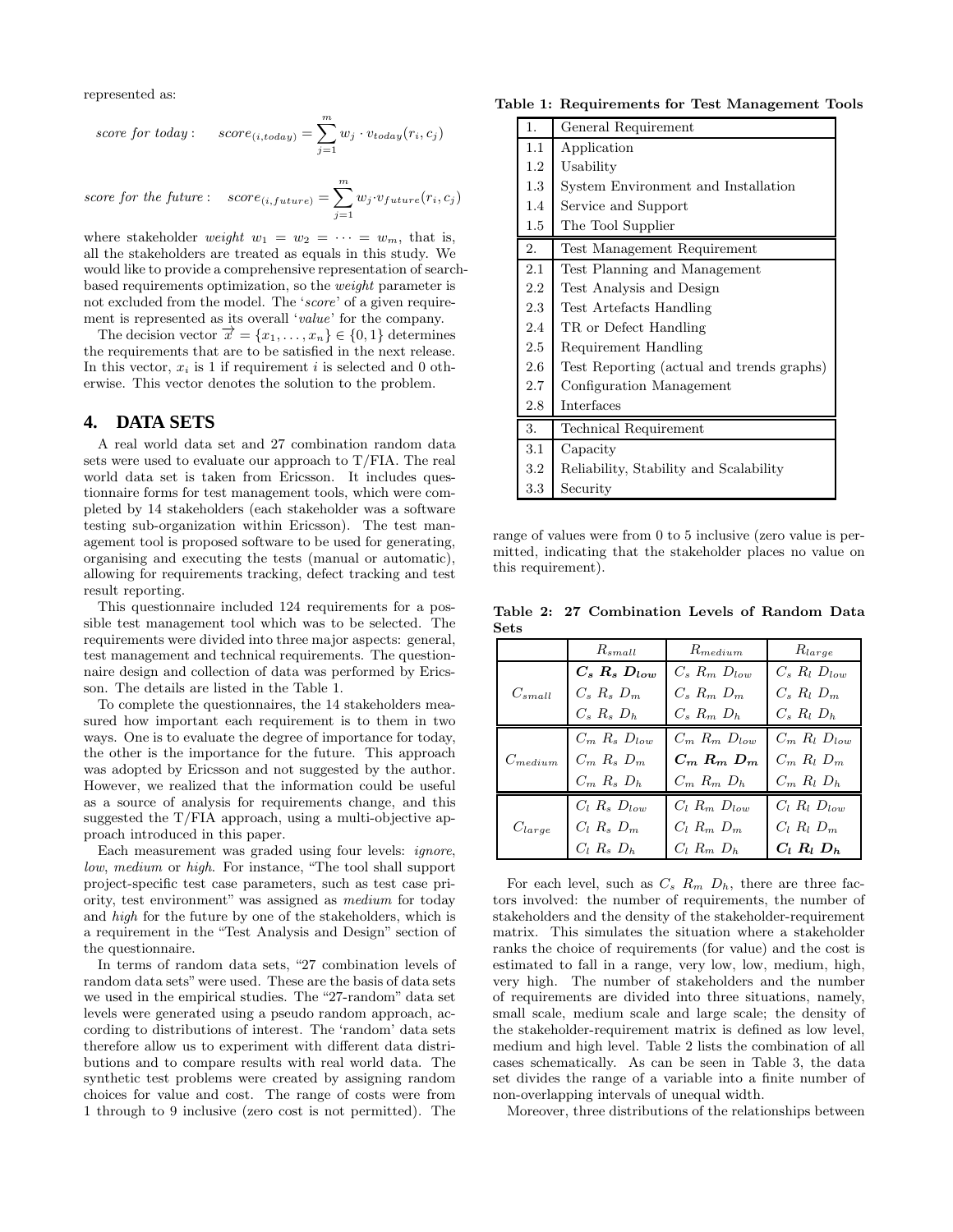represented as:

$$\textit{score for today}: \quad score_{(i,today)} = \sum_{j=1}^{m} w_j \cdot v_{today}(r_i, c_j)$$

$$\textit{score for the future}: \quad score_{(i,future)} = \sum_{j=1}^{m} w_j \cdot v_{future}(r_i, c_j)$$

where stakeholder *weight* $w_1 = w_2 = \cdots = w_m$, that is, all the stakeholders are treated as equals in this study. We would like to provide a comprehensive representation of search-based requirements optimization, so the *weight* parameter is not excluded from the model. The '*score*' of a given requirement is represented as its overall '*value*' for the company.

The decision vector $\overrightarrow{x} = \{x_1, \ldots, x_n\} \in \{0, 1\}$ determines the requirements that are to be satisfied in the next release. In this vector, $x_i$ is 1 if requirement $i$ is selected and 0 otherwise. This vector denotes the solution to the problem.

## 4. DATA SETS

A real world data set and 27 combination random data sets were used to evaluate our approach to T/FIA. The real world data set is taken from Ericsson. It includes questionnaire forms for test management tools, which were completed by 14 stakeholders (each stakeholder was a software testing sub-organization within Ericsson). The test management tool is proposed software to be used for generating, organising and executing the tests (manual or automatic), allowing for requirements tracking, defect tracking and test result reporting.

This questionnaire included 124 requirements for a possible test management tool which was to be selected. The requirements were divided into three major aspects: general, test management and technical requirements. The questionnaire design and collection of data was performed by Ericsson. The details are listed in the Table 1.

To complete the questionnaires, the 14 stakeholders measured how important each requirement is to them in two ways. One is to evaluate the degree of importance for today, the other is the importance for the future. This approach was adopted by Ericsson and not suggested by the author. However, we realized that the information could be useful as a source of analysis for requirements change, and this suggested the T/FIA approach, using a multi-objective approach introduced in this paper.

Each measurement was graded using four levels: *ignore*, *low*, *medium* or *high*. For instance, "The tool shall support project-specific test case parameters, such as test case priority, test environment" was assigned as *medium* for today and *high* for the future by one of the stakeholders, which is a requirement in the "Test Analysis and Design" section of the questionnaire.

In terms of random data sets, "27 combination levels of random data sets" were used. These are the basis of data sets we used in the empirical studies. The "27-random" data set levels were generated using a pseudo random approach, according to distributions of interest. The 'random' data sets therefore allow us to experiment with different data distributions and to compare results with real world data. The synthetic test problems were created by assigning random choices for value and cost. The range of costs were from 1 through to 9 inclusive (zero cost is not permitted). The range of values were from 0 to 5 inclusive (zero value is permitted, indicating that the stakeholder places no value on this requirement).

**Table 1: Requirements for Test Management Tools**

| | |
|---|---|
| 1. | General Requirement |
| 1.1 | Application |
| 1.2 | Usability |
| 1.3 | System Environment and Installation |
| 1.4 | Service and Support |
| 1.5 | The Tool Supplier |
| 2. | Test Management Requirement |
| 2.1 | Test Planning and Management |
| 2.2 | Test Analysis and Design |
| 2.3 | Test Artefacts Handling |
| 2.4 | TR or Defect Handling |
| 2.5 | Requirement Handling |
| 2.6 | Test Reporting (actual and trends graphs) |
| 2.7 | Configuration Management |
| 2.8 | Interfaces |
| 3. | Technical Requirement |
| 3.1 | Capacity |
| 3.2 | Reliability, Stability and Scalability |
| 3.3 | Security |

**Table 2: 27 Combination Levels of Random Data Sets**

| | $R_{small}$ | $R_{medium}$ | $R_{large}$ |
|---|---|---|---|
| $C_{small}$ | $\boldsymbol{C_s\ R_s\ D_{low}}$ | $C_s\ R_m\ D_{low}$ | $C_s\ R_l\ D_{low}$ |
| | $C_s\ R_s\ D_m$ | $C_s\ R_m\ D_m$ | $C_s\ R_l\ D_m$ |
| | $C_s\ R_s\ D_h$ | $C_s\ R_m\ D_h$ | $C_s\ R_l\ D_h$ |
| $C_{medium}$ | $C_m\ R_s\ D_{low}$ | $C_m\ R_m\ D_{low}$ | $C_m\ R_l\ D_{low}$ |
| | $C_m\ R_s\ D_m$ | $\boldsymbol{C_m\ R_m\ D_m}$ | $C_m\ R_l\ D_m$ |
| | $C_m\ R_s\ D_h$ | $C_m\ R_m\ D_h$ | $C_m\ R_l\ D_h$ |
| $C_{large}$ | $C_l\ R_s\ D_{low}$ | $C_l\ R_m\ D_{low}$ | $C_l\ R_l\ D_{low}$ |
| | $C_l\ R_s\ D_m$ | $C_l\ R_m\ D_m$ | $C_l\ R_l\ D_m$ |
| | $C_l\ R_s\ D_h$ | $C_l\ R_m\ D_h$ | $\boldsymbol{C_l\ R_l\ D_h}$ |

For each level, such as $C_s\ R_m\ D_h$, there are three factors involved: the number of requirements, the number of stakeholders and the density of the stakeholder-requirement matrix. This simulates the situation where a stakeholder ranks the choice of requirements (for value) and the cost is estimated to fall in a range, very low, low, medium, high, very high. The number of stakeholders and the number of requirements are divided into three situations, namely, small scale, medium scale and large scale; the density of the stakeholder-requirement matrix is defined as low level, medium and high level. Table 2 lists the combination of all cases schematically. As can be seen in Table 3, the data set divides the range of a variable into a finite number of non-overlapping intervals of unequal width.

Moreover, three distributions of the relationships between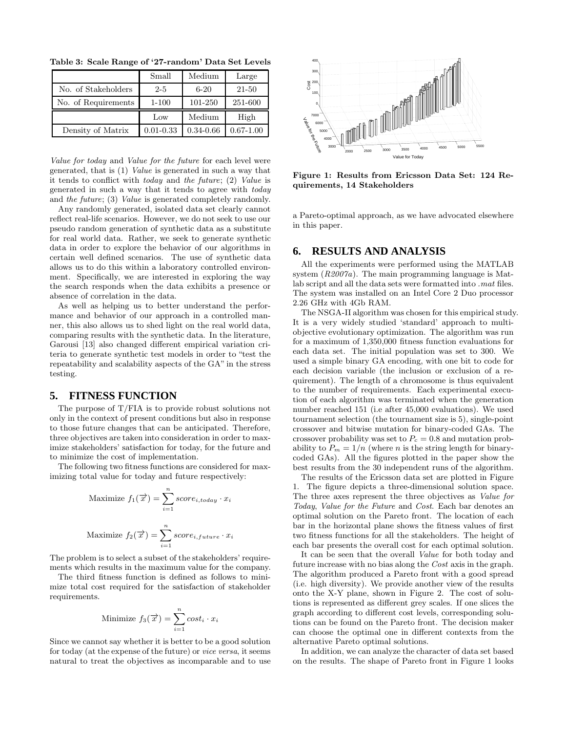**Table 3: Scale Range of '27-random' Data Set Levels**

| | Small | Medium | Large |
|---|---|---|---|
| No. of Stakeholders | 2-5 | 6-20 | 21-50 |
| No. of Requirements | 1-100 | 101-250 | 251-600 |
| | Low | Medium | High |
| Density of Matrix | 0.01-0.33 | 0.34-0.66 | 0.67-1.00 |

*Value for today* and *Value for the future* for each level were generated, that is (1) *Value* is generated in such a way that it tends to conflict with *today* and *the future*; (2) *Value* is generated in such a way that it tends to agree with *today* and *the future*; (3) *Value* is generated completely randomly.

Any randomly generated, isolated data set clearly cannot reflect real-life scenarios. However, we do not seek to use our pseudo random generation of synthetic data as a substitute for real world data. Rather, we seek to generate synthetic data in order to explore the behavior of our algorithms in certain well defined scenarios. The use of synthetic data allows us to do this within a laboratory controlled environment. Specifically, we are interested in exploring the way the search responds when the data exhibits a presence or absence of correlation in the data.

As well as helping us to better understand the performance and behavior of our approach in a controlled manner, this also allows us to shed light on the real world data, comparing results with the synthetic data. In the literature, Garousi [13] also changed different empirical variation criteria to generate synthetic test models in order to "test the repeatability and scalability aspects of the GA" in the stress testing.

## 5. FITNESS FUNCTION

The purpose of T/FIA is to provide robust solutions not only in the context of present conditions but also in response to those future changes that can be anticipated. Therefore, three objectives are taken into consideration in order to maximize stakeholders' satisfaction for today, for the future and to minimize the cost of implementation.

The following two fitness functions are considered for maximizing total value for today and future respectively:

$$\text{Maximize } f_1(\overrightarrow{x}) = \sum_{i=1}^{n} score_{i,today} \cdot x_i$$

$$\text{Maximize } f_2(\overrightarrow{x}) = \sum_{i=1}^{n} score_{i,future} \cdot x_i$$

The problem is to select a subset of the stakeholders' requirements which results in the maximum value for the company.

The third fitness function is defined as follows to minimize total cost required for the satisfaction of stakeholder requirements.

$$\text{Minimize } f_3(\overrightarrow{x}) = \sum_{i=1}^{n} cost_i \cdot x_i$$

Since we cannot say whether it is better to be a good solution for today (at the expense of the future) or *vice versa*, it seems natural to treat the objectives as incomparable and to use a Pareto-optimal approach, as we have advocated elsewhere in this paper.

**Figure 1: Results from Ericsson Data Set: 124 Requirements, 14 Stakeholders**

## 6. RESULTS AND ANALYSIS

All the experiments were performed using the MATLAB system (*R2007a*). The main programming language is Matlab script and all the data sets were formatted into *.mat* files. The system was installed on an Intel Core 2 Duo processor 2.26 GHz with 4Gb RAM.

The NSGA-II algorithm was chosen for this empirical study. It is a very widely studied 'standard' approach to multi-objective evolutionary optimization. The algorithm was run for a maximum of 1,350,000 fitness function evaluations for each data set. The initial population was set to 300. We used a simple binary GA encoding, with one bit to code for each decision variable (the inclusion or exclusion of a requirement). The length of a chromosome is thus equivalent to the number of requirements. Each experimental execution of each algorithm was terminated when the generation number reached 151 (i.e after 45,000 evaluations). We used tournament selection (the tournament size is 5), single-point crossover and bitwise mutation for binary-coded GAs. The crossover probability was set to $P_c = 0.8$ and mutation probability to $P_m = 1/n$ (where $n$ is the string length for binary-coded GAs). All the figures plotted in the paper show the best results from the 30 independent runs of the algorithm.

The results of the Ericsson data set are plotted in Figure 1. The figure depicts a three-dimensional solution space. The three axes represent the three objectives as *Value for Today*, *Value for the Future* and *Cost*. Each bar denotes an optimal solution on the Pareto front. The location of each bar in the horizontal plane shows the fitness values of first two fitness functions for all the stakeholders. The height of each bar presents the overall cost for each optimal solution.

It can be seen that the overall *Value* for both today and future increase with no bias along the *Cost* axis in the graph. The algorithm produced a Pareto front with a good spread (i.e. high diversity). We provide another view of the results onto the X-Y plane, shown in Figure 2. The cost of solutions is represented as different grey scales. If one slices the graph according to different cost levels, corresponding solutions can be found on the Pareto front. The decision maker can choose the optimal one in different contexts from the alternative Pareto optimal solutions.

In addition, we can analyze the character of data set based on the results. The shape of Pareto front in Figure 1 looks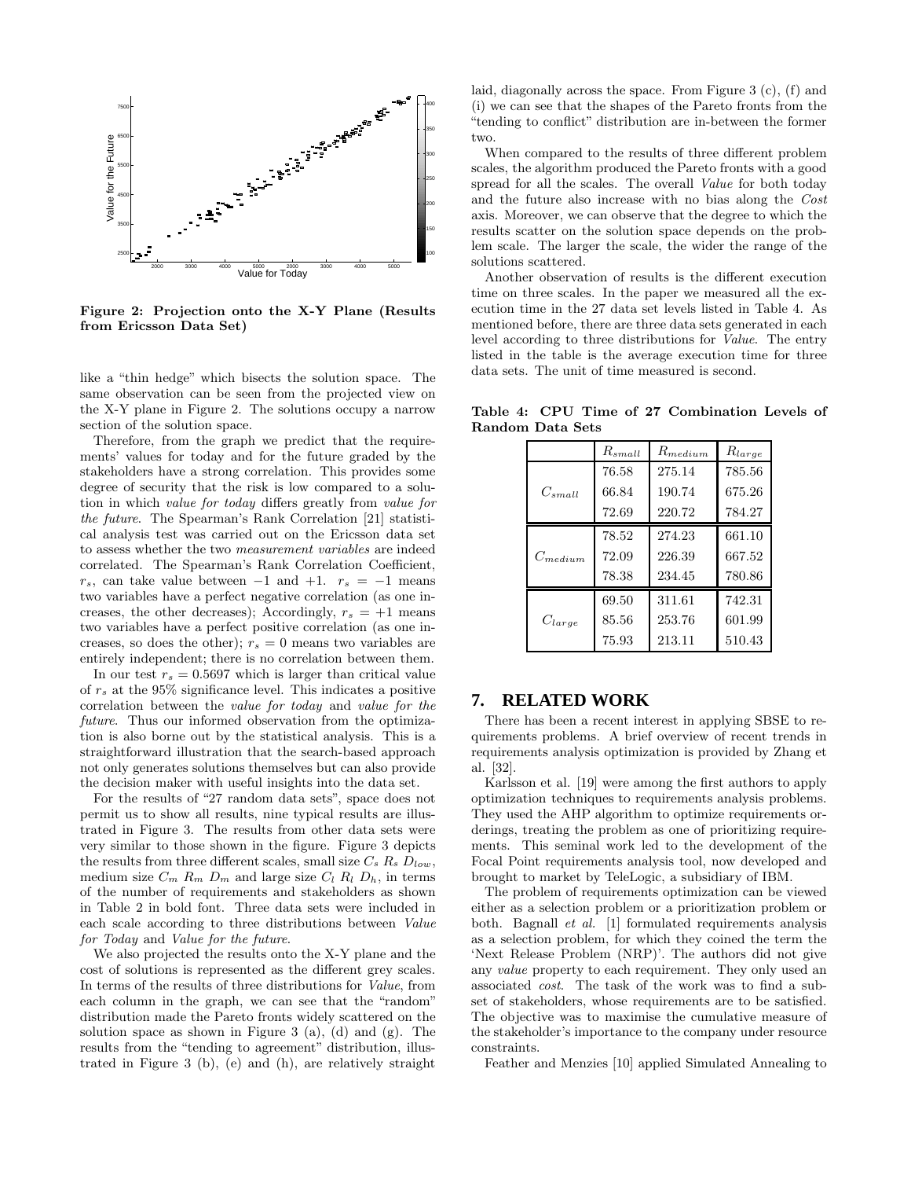Figure 2: Projection onto the X-Y Plane (Results from Ericsson Data Set)

like a "thin hedge" which bisects the solution space. The same observation can be seen from the projected view on the X-Y plane in Figure 2. The solutions occupy a narrow section of the solution space.

Therefore, from the graph we predict that the requirements' values for today and for the future graded by the stakeholders have a strong correlation. This provides some degree of security that the risk is low compared to a solution in which *value for today* differs greatly from *value for the future*. The Spearman's Rank Correlation [21] statistical analysis test was carried out on the Ericsson data set to assess whether the two *measurement variables* are indeed correlated. The Spearman's Rank Correlation Coefficient, $r_s$, can take value between $-1$ and $+1$. $r_s = -1$ means two variables have a perfect negative correlation (as one increases, the other decreases); Accordingly, $r_s = +1$ means two variables have a perfect positive correlation (as one increases, so does the other); $r_s = 0$ means two variables are entirely independent; there is no correlation between them.

In our test $r_s = 0.5697$ which is larger than critical value of $r_s$ at the 95% significance level. This indicates a positive correlation between the *value for today* and *value for the future*. Thus our informed observation from the optimization is also borne out by the statistical analysis. This is a straightforward illustration that the search-based approach not only generates solutions themselves but can also provide the decision maker with useful insights into the data set.

For the results of "27 random data sets", space does not permit us to show all results, nine typical results are illustrated in Figure 3. The results from other data sets were very similar to those shown in the figure. Figure 3 depicts the results from three different scales, small size $C_s$ $R_s$ $D_{low}$, medium size $C_m$ $R_m$ $D_m$ and large size $C_l$ $R_l$ $D_h$, in terms of the number of requirements and stakeholders as shown in Table 2 in bold font. Three data sets were included in each scale according to three distributions between *Value for Today* and *Value for the future*.

We also projected the results onto the X-Y plane and the cost of solutions is represented as the different grey scales. In terms of the results of three distributions for *Value*, from each column in the graph, we can see that the "random" distribution made the Pareto fronts widely scattered on the solution space as shown in Figure 3 (a), (d) and (g). The results from the "tending to agreement" distribution, illustrated in Figure 3 (b), (e) and (h), are relatively straight laid, diagonally across the space. From Figure 3 (c), (f) and (i) we can see that the shapes of the Pareto fronts from the "tending to conflict" distribution are in-between the former two.

When compared to the results of three different problem scales, the algorithm produced the Pareto fronts with a good spread for all the scales. The overall *Value* for both today and the future also increase with no bias along the *Cost* axis. Moreover, we can observe that the degree to which the results scatter on the solution space depends on the problem scale. The larger the scale, the wider the range of the solutions scattered.

Another observation of results is the different execution time on three scales. In the paper we measured all the execution time in the 27 data set levels listed in Table 4. As mentioned before, there are three data sets generated in each level according to three distributions for *Value*. The entry listed in the table is the average execution time for three data sets. The unit of time measured is second.

**Table 4: CPU Time of 27 Combination Levels of Random Data Sets**

| | $R_{small}$ | $R_{medium}$ | $R_{large}$ |
|---|---|---|---|
| $C_{small}$ | 76.58 | 275.14 | 785.56 |
| | 66.84 | 190.74 | 675.26 |
| | 72.69 | 220.72 | 784.27 |
| $C_{medium}$ | 78.52 | 274.23 | 661.10 |
| | 72.09 | 226.39 | 667.52 |
| | 78.38 | 234.45 | 780.86 |
| $C_{large}$ | 69.50 | 311.61 | 742.31 |
| | 85.56 | 253.76 | 601.99 |
| | 75.93 | 213.11 | 510.43 |

## 7. RELATED WORK

There has been a recent interest in applying SBSE to requirements problems. A brief overview of recent trends in requirements analysis optimization is provided by Zhang et al. [32].

Karlsson et al. [19] were among the first authors to apply optimization techniques to requirements analysis problems. They used the AHP algorithm to optimize requirements orderings, treating the problem as one of prioritizing requirements. This seminal work led to the development of the Focal Point requirements analysis tool, now developed and brought to market by TeleLogic, a subsidiary of IBM.

The problem of requirements optimization can be viewed either as a selection problem or a prioritization problem or both. Bagnall *et al.* [1] formulated requirements analysis as a selection problem, for which they coined the term the 'Next Release Problem (NRP)'. The authors did not give any *value* property to each requirement. They only used an associated *cost*. The task of the work was to find a subset of stakeholders, whose requirements are to be satisfied. The objective was to maximise the cumulative measure of the stakeholder's importance to the company under resource constraints.

Feather and Menzies [10] applied Simulated Annealing to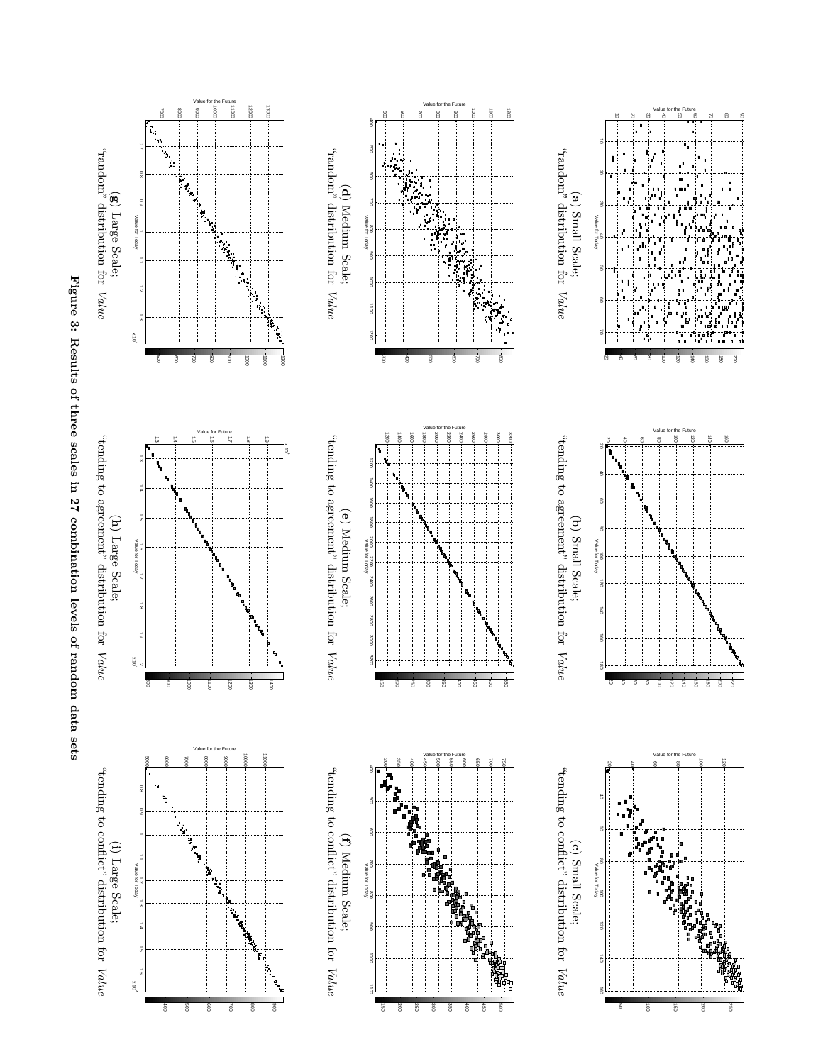(a) Small Scale; "random" distribution for *Value*

(b) Small Scale; "tending to agreement" distribution for *Value*

(c) Small Scale; "tending to conflict" distribution for *Value*

(d) Medium Scale; "random" distribution for *Value*

(e) Medium Scale; "tending to agreement" distribution for *Value*

(f) Medium Scale; "tending to conflict" distribution for *Value*

(g) Large Scale; "random" distribution for *Value*

(h) Large Scale; "tending to agreement" distribution for *Value*

(i) Large Scale; "tending to conflict" distribution for *Value*

**Figure 3: Results of three scales in 27 combination levels of random data sets**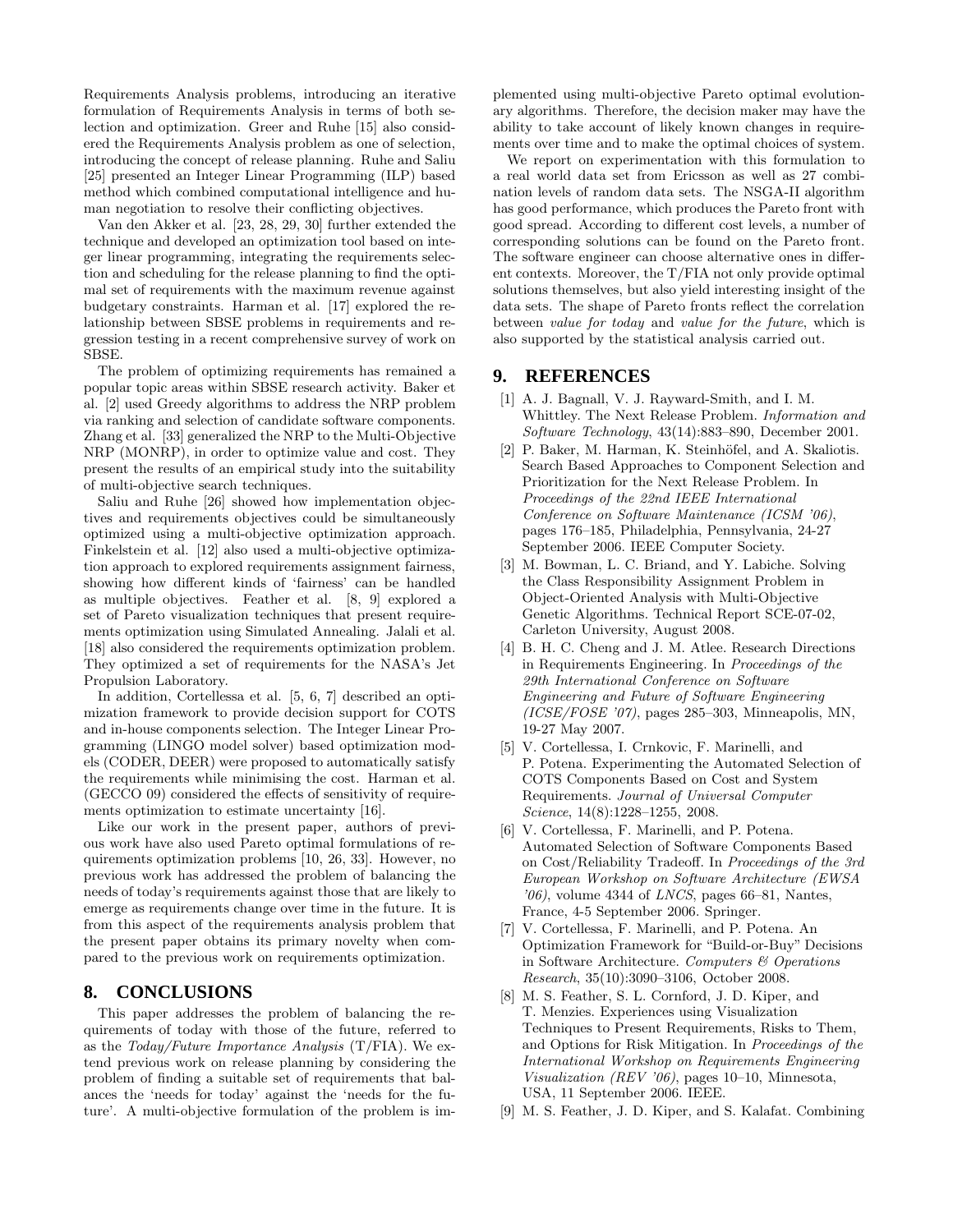Requirements Analysis problems, introducing an iterative formulation of Requirements Analysis in terms of both selection and optimization. Greer and Ruhe [15] also considered the Requirements Analysis problem as one of selection, introducing the concept of release planning. Ruhe and Saliu [25] presented an Integer Linear Programming (ILP) based method which combined computational intelligence and human negotiation to resolve their conflicting objectives.

Van den Akker et al. [23, 28, 29, 30] further extended the technique and developed an optimization tool based on integer linear programming, integrating the requirements selection and scheduling for the release planning to find the optimal set of requirements with the maximum revenue against budgetary constraints. Harman et al. [17] explored the relationship between SBSE problems in requirements and regression testing in a recent comprehensive survey of work on SBSE.

The problem of optimizing requirements has remained a popular topic areas within SBSE research activity. Baker et al. [2] used Greedy algorithms to address the NRP problem via ranking and selection of candidate software components. Zhang et al. [33] generalized the NRP to the Multi-Objective NRP (MONRP), in order to optimize value and cost. They present the results of an empirical study into the suitability of multi-objective search techniques.

Saliu and Ruhe [26] showed how implementation objectives and requirements objectives could be simultaneously optimized using a multi-objective optimization approach. Finkelstein et al. [12] also used a multi-objective optimization approach to explored requirements assignment fairness, showing how different kinds of 'fairness' can be handled as multiple objectives. Feather et al. [8, 9] explored a set of Pareto visualization techniques that present requirements optimization using Simulated Annealing. Jalali et al. [18] also considered the requirements optimization problem. They optimized a set of requirements for the NASA's Jet Propulsion Laboratory.

In addition, Cortellessa et al. [5, 6, 7] described an optimization framework to provide decision support for COTS and in-house components selection. The Integer Linear Programming (LINGO model solver) based optimization models (CODER, DEER) were proposed to automatically satisfy the requirements while minimising the cost. Harman et al. (GECCO 09) considered the effects of sensitivity of requirements optimization to estimate uncertainty [16].

Like our work in the present paper, authors of previous work have also used Pareto optimal formulations of requirements optimization problems [10, 26, 33]. However, no previous work has addressed the problem of balancing the needs of today's requirements against those that are likely to emerge as requirements change over time in the future. It is from this aspect of the requirements analysis problem that the present paper obtains its primary novelty when compared to the previous work on requirements optimization.

## 8. CONCLUSIONS

This paper addresses the problem of balancing the requirements of today with those of the future, referred to as the *Today/Future Importance Analysis* (T/FIA). We extend previous work on release planning by considering the problem of finding a suitable set of requirements that balances the 'needs for today' against the 'needs for the future'. A multi-objective formulation of the problem is implemented using multi-objective Pareto optimal evolutionary algorithms. Therefore, the decision maker may have the ability to take account of likely known changes in requirements over time and to make the optimal choices of system.

We report on experimentation with this formulation to a real world data set from Ericsson as well as 27 combination levels of random data sets. The NSGA-II algorithm has good performance, which produces the Pareto front with good spread. According to different cost levels, a number of corresponding solutions can be found on the Pareto front. The software engineer can choose alternative ones in different contexts. Moreover, the T/FIA not only provide optimal solutions themselves, but also yield interesting insight of the data sets. The shape of Pareto fronts reflect the correlation between *value for today* and *value for the future*, which is also supported by the statistical analysis carried out.

## 9. REFERENCES

[1] A. J. Bagnall, V. J. Rayward-Smith, and I. M. Whittley. The Next Release Problem. *Information and Software Technology*, 43(14):883–890, December 2001.

[2] P. Baker, M. Harman, K. Steinhöfel, and A. Skaliotis. Search Based Approaches to Component Selection and Prioritization for the Next Release Problem. In *Proceedings of the 22nd IEEE International Conference on Software Maintenance (ICSM '06)*, pages 176–185, Philadelphia, Pennsylvania, 24-27 September 2006. IEEE Computer Society.

[3] M. Bowman, L. C. Briand, and Y. Labiche. Solving the Class Responsibility Assignment Problem in Object-Oriented Analysis with Multi-Objective Genetic Algorithms. Technical Report SCE-07-02, Carleton University, August 2008.

[4] B. H. C. Cheng and J. M. Atlee. Research Directions in Requirements Engineering. In *Proceedings of the 29th International Conference on Software Engineering and Future of Software Engineering (ICSE/FOSE '07)*, pages 285–303, Minneapolis, MN, 19-27 May 2007.

[5] V. Cortellessa, I. Crnkovic, F. Marinelli, and P. Potena. Experimenting the Automated Selection of COTS Components Based on Cost and System Requirements. *Journal of Universal Computer Science*, 14(8):1228–1255, 2008.

[6] V. Cortellessa, F. Marinelli, and P. Potena. Automated Selection of Software Components Based on Cost/Reliability Tradeoff. In *Proceedings of the 3rd European Workshop on Software Architecture (EWSA '06)*, volume 4344 of *LNCS*, pages 66–81, Nantes, France, 4-5 September 2006. Springer.

[7] V. Cortellessa, F. Marinelli, and P. Potena. An Optimization Framework for "Build-or-Buy" Decisions in Software Architecture. *Computers & Operations Research*, 35(10):3090–3106, October 2008.

[8] M. S. Feather, S. L. Cornford, J. D. Kiper, and T. Menzies. Experiences using Visualization Techniques to Present Requirements, Risks to Them, and Options for Risk Mitigation. In *Proceedings of the International Workshop on Requirements Engineering Visualization (REV '06)*, pages 10–10, Minnesota, USA, 11 September 2006. IEEE.

[9] M. S. Feather, J. D. Kiper, and S. Kalafat. Combining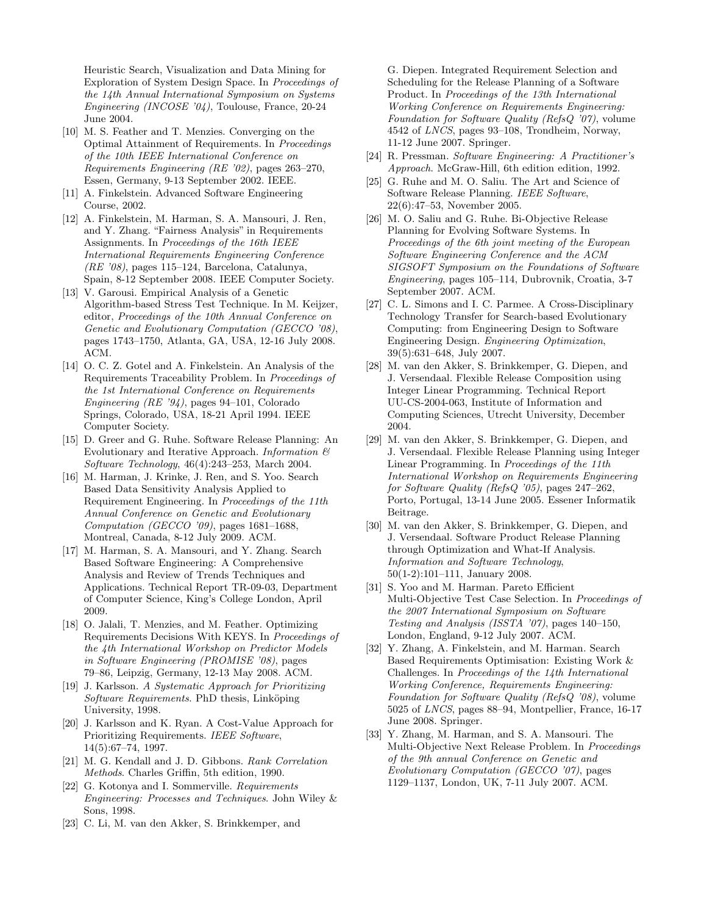Heuristic Search, Visualization and Data Mining for Exploration of System Design Space. In *Proceedings of the 14th Annual International Symposium on Systems Engineering (INCOSE '04)*, Toulouse, France, 20-24 June 2004.

[10] M. S. Feather and T. Menzies. Converging on the Optimal Attainment of Requirements. In *Proceedings of the 10th IEEE International Conference on Requirements Engineering (RE '02)*, pages 263–270, Essen, Germany, 9-13 September 2002. IEEE.

[11] A. Finkelstein. Advanced Software Engineering Course, 2002.

[12] A. Finkelstein, M. Harman, S. A. Mansouri, J. Ren, and Y. Zhang. "Fairness Analysis" in Requirements Assignments. In *Proceedings of the 16th IEEE International Requirements Engineering Conference (RE '08)*, pages 115–124, Barcelona, Catalunya, Spain, 8-12 September 2008. IEEE Computer Society.

[13] V. Garousi. Empirical Analysis of a Genetic Algorithm-based Stress Test Technique. In M. Keijzer, editor, *Proceedings of the 10th Annual Conference on Genetic and Evolutionary Computation (GECCO '08)*, pages 1743–1750, Atlanta, GA, USA, 12-16 July 2008. ACM.

[14] O. C. Z. Gotel and A. Finkelstein. An Analysis of the Requirements Traceability Problem. In *Proceedings of the 1st International Conference on Requirements Engineering (RE '94)*, pages 94–101, Colorado Springs, Colorado, USA, 18-21 April 1994. IEEE Computer Society.

[15] D. Greer and G. Ruhe. Software Release Planning: An Evolutionary and Iterative Approach. *Information & Software Technology*, 46(4):243–253, March 2004.

[16] M. Harman, J. Krinke, J. Ren, and S. Yoo. Search Based Data Sensitivity Analysis Applied to Requirement Engineering. In *Proceedings of the 11th Annual Conference on Genetic and Evolutionary Computation (GECCO '09)*, pages 1681–1688, Montreal, Canada, 8-12 July 2009. ACM.

[17] M. Harman, S. A. Mansouri, and Y. Zhang. Search Based Software Engineering: A Comprehensive Analysis and Review of Trends Techniques and Applications. Technical Report TR-09-03, Department of Computer Science, King's College London, April 2009.

[18] O. Jalali, T. Menzies, and M. Feather. Optimizing Requirements Decisions With KEYS. In *Proceedings of the 4th International Workshop on Predictor Models in Software Engineering (PROMISE '08)*, pages 79–86, Leipzig, Germany, 12-13 May 2008. ACM.

[19] J. Karlsson. *A Systematic Approach for Prioritizing Software Requirements*. PhD thesis, Linköping University, 1998.

[20] J. Karlsson and K. Ryan. A Cost-Value Approach for Prioritizing Requirements. *IEEE Software*, 14(5):67–74, 1997.

[21] M. G. Kendall and J. D. Gibbons. *Rank Correlation Methods*. Charles Griffin, 5th edition, 1990.

[22] G. Kotonya and I. Sommerville. *Requirements Engineering: Processes and Techniques*. John Wiley & Sons, 1998.

[23] C. Li, M. van den Akker, S. Brinkkemper, and G. Diepen. Integrated Requirement Selection and Scheduling for the Release Planning of a Software Product. In *Proceedings of the 13th International Working Conference on Requirements Engineering: Foundation for Software Quality (RefsQ '07)*, volume 4542 of *LNCS*, pages 93–108, Trondheim, Norway, 11-12 June 2007. Springer.

[24] R. Pressman. *Software Engineering: A Practitioner's Approach*. McGraw-Hill, 6th edition edition, 1992.

[25] G. Ruhe and M. O. Saliu. The Art and Science of Software Release Planning. *IEEE Software*, 22(6):47–53, November 2005.

[26] M. O. Saliu and G. Ruhe. Bi-Objective Release Planning for Evolving Software Systems. In *Proceedings of the 6th joint meeting of the European Software Engineering Conference and the ACM SIGSOFT Symposium on the Foundations of Software Engineering*, pages 105–114, Dubrovnik, Croatia, 3-7 September 2007. ACM.

[27] C. L. Simons and I. C. Parmee. A Cross-Disciplinary Technology Transfer for Search-based Evolutionary Computing: from Engineering Design to Software Engineering Design. *Engineering Optimization*, 39(5):631–648, July 2007.

[28] M. van den Akker, S. Brinkkemper, G. Diepen, and J. Versendaal. Flexible Release Composition using Integer Linear Programming. Technical Report UU-CS-2004-063, Institute of Information and Computing Sciences, Utrecht University, December 2004.

[29] M. van den Akker, S. Brinkkemper, G. Diepen, and J. Versendaal. Flexible Release Planning using Integer Linear Programming. In *Proceedings of the 11th International Workshop on Requirements Engineering for Software Quality (RefsQ '05)*, pages 247–262, Porto, Portugal, 13-14 June 2005. Essener Informatik Beitrage.

[30] M. van den Akker, S. Brinkkemper, G. Diepen, and J. Versendaal. Software Product Release Planning through Optimization and What-If Analysis. *Information and Software Technology*, 50(1-2):101–111, January 2008.

[31] S. Yoo and M. Harman. Pareto Efficient Multi-Objective Test Case Selection. In *Proceedings of the 2007 International Symposium on Software Testing and Analysis (ISSTA '07)*, pages 140–150, London, England, 9-12 July 2007. ACM.

[32] Y. Zhang, A. Finkelstein, and M. Harman. Search Based Requirements Optimisation: Existing Work & Challenges. In *Proceedings of the 14th International Working Conference, Requirements Engineering: Foundation for Software Quality (RefsQ '08)*, volume 5025 of *LNCS*, pages 88–94, Montpellier, France, 16-17 June 2008. Springer.

[33] Y. Zhang, M. Harman, and S. A. Mansouri. The Multi-Objective Next Release Problem. In *Proceedings of the 9th annual Conference on Genetic and Evolutionary Computation (GECCO '07)*, pages 1129–1137, London, UK, 7-11 July 2007. ACM.